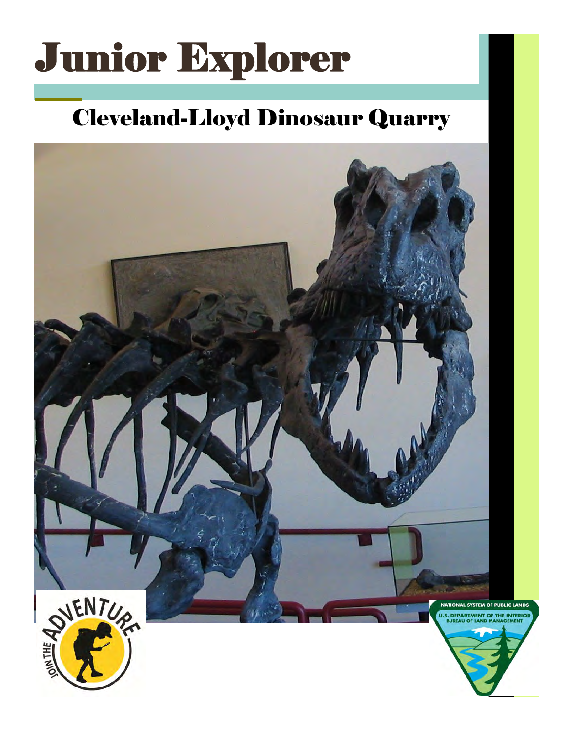# Junior Explorer

## Cleveland-Lloyd Dinosaur Quarry

JOIN THE ADVENTURE

NATIONAL SYSTEM OF PUBLIC LANDS
U.S. DEPARTMENT OF THE INTERIOR
BUREAU OF LAND MANAGEMENT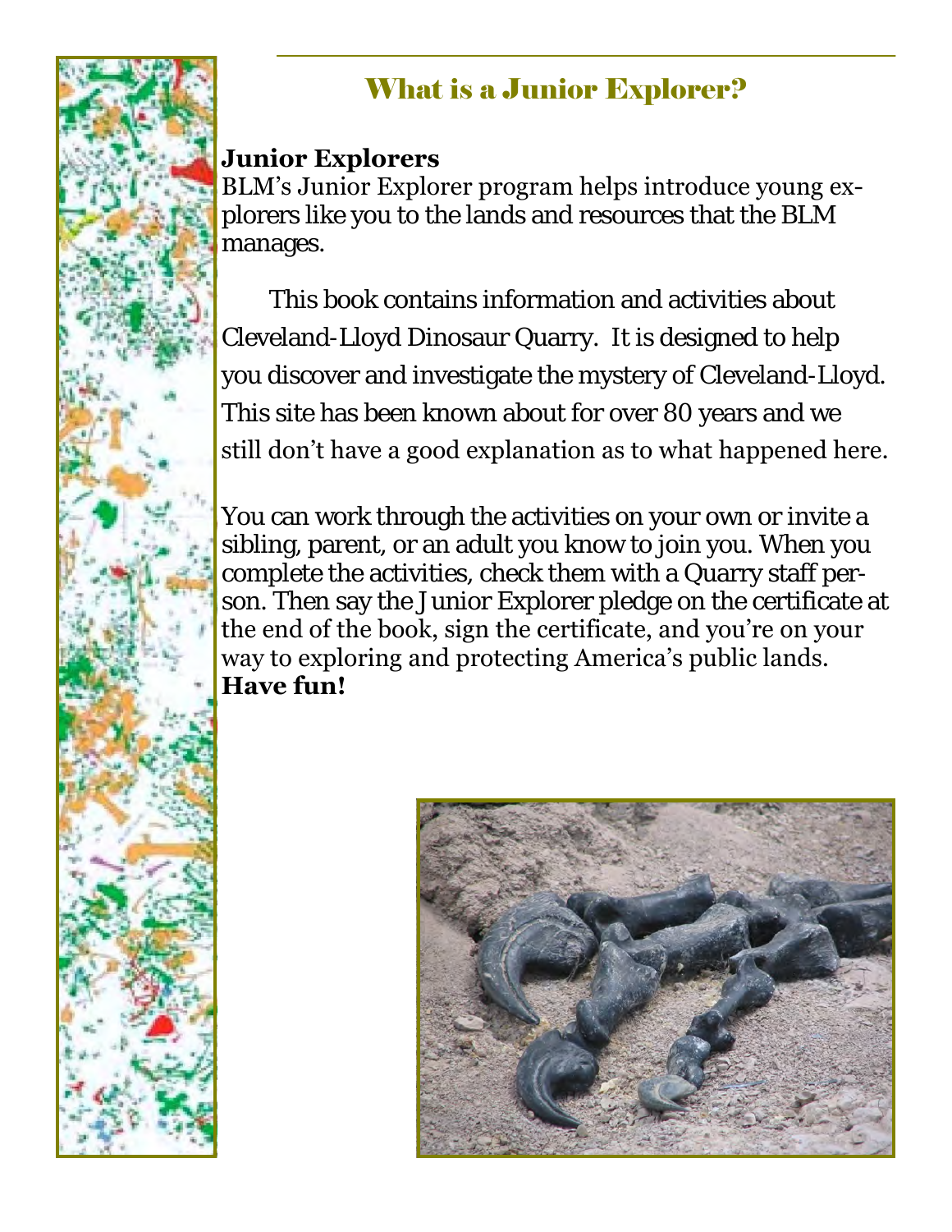# What is a Junior Explorer?

**Junior Explorers**

BLM's Junior Explorer program helps introduce young explorers like you to the lands and resources that the BLM manages.

This book contains information and activities about Cleveland-Lloyd Dinosaur Quarry. It is designed to help you discover and investigate the mystery of Cleveland-Lloyd. This site has been known about for over 80 years and we still don't have a good explanation as to what happened here.

You can work through the activities on your own or invite a sibling, parent, or an adult you know to join you. When you complete the activities, check them with a Quarry staff person. Then say the Junior Explorer pledge on the certificate at the end of the book, sign the certificate, and you're on your way to exploring and protecting America's public lands. **Have fun!**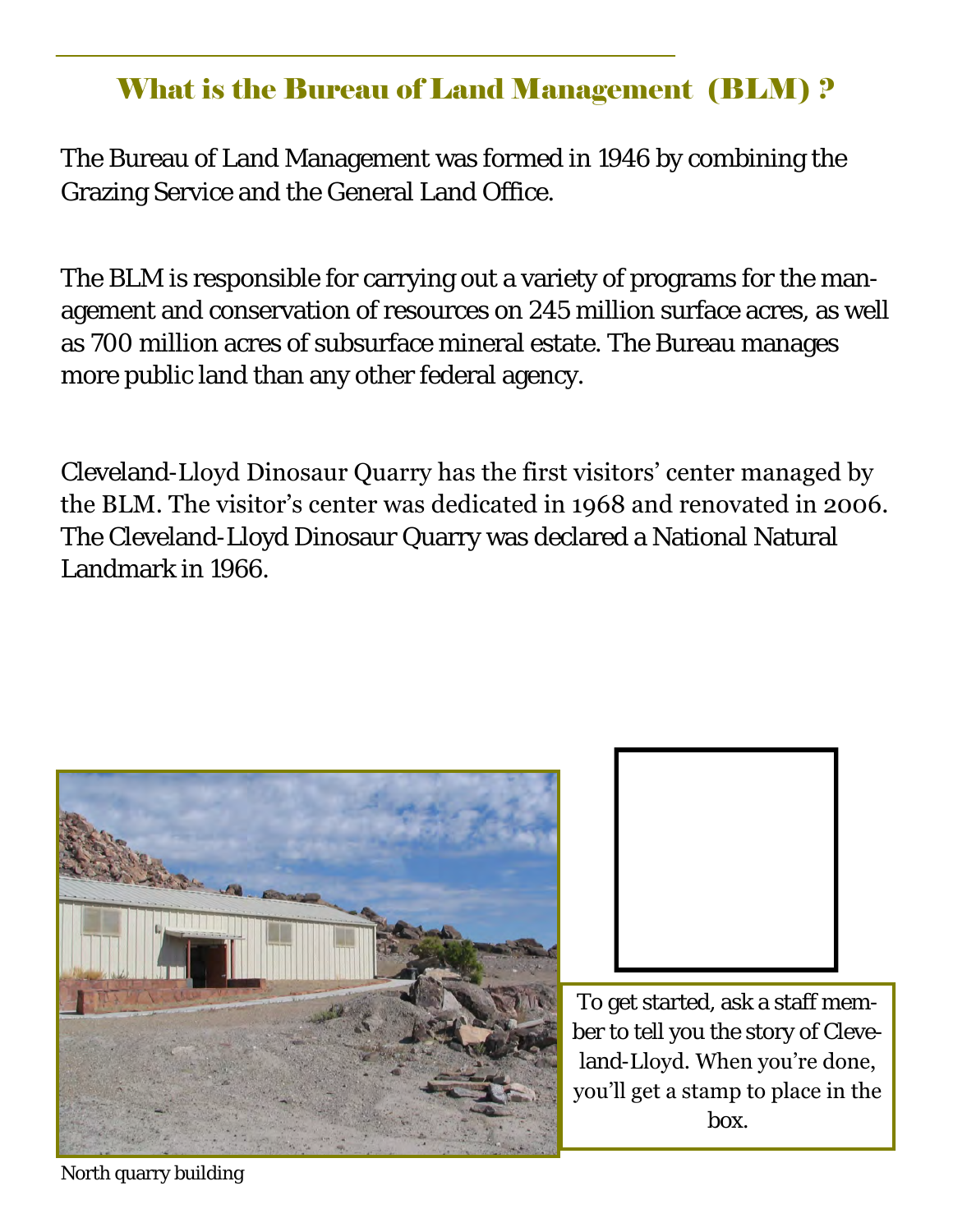## What is the Bureau of Land Management (BLM) ?

The Bureau of Land Management was formed in 1946 by combining the Grazing Service and the General Land Office.

The BLM is responsible for carrying out a variety of programs for the management and conservation of resources on 245 million surface acres, as well as 700 million acres of subsurface mineral estate. The Bureau manages more public land than any other federal agency.

Cleveland-Lloyd Dinosaur Quarry has the first visitors' center managed by the BLM. The visitor's center was dedicated in 1968 and renovated in 2006. The Cleveland-Lloyd Dinosaur Quarry was declared a National Natural Landmark in 1966.

North quarry building

To get started, ask a staff member to tell you the story of Cleveland-Lloyd. When you're done, you'll get a stamp to place in the box.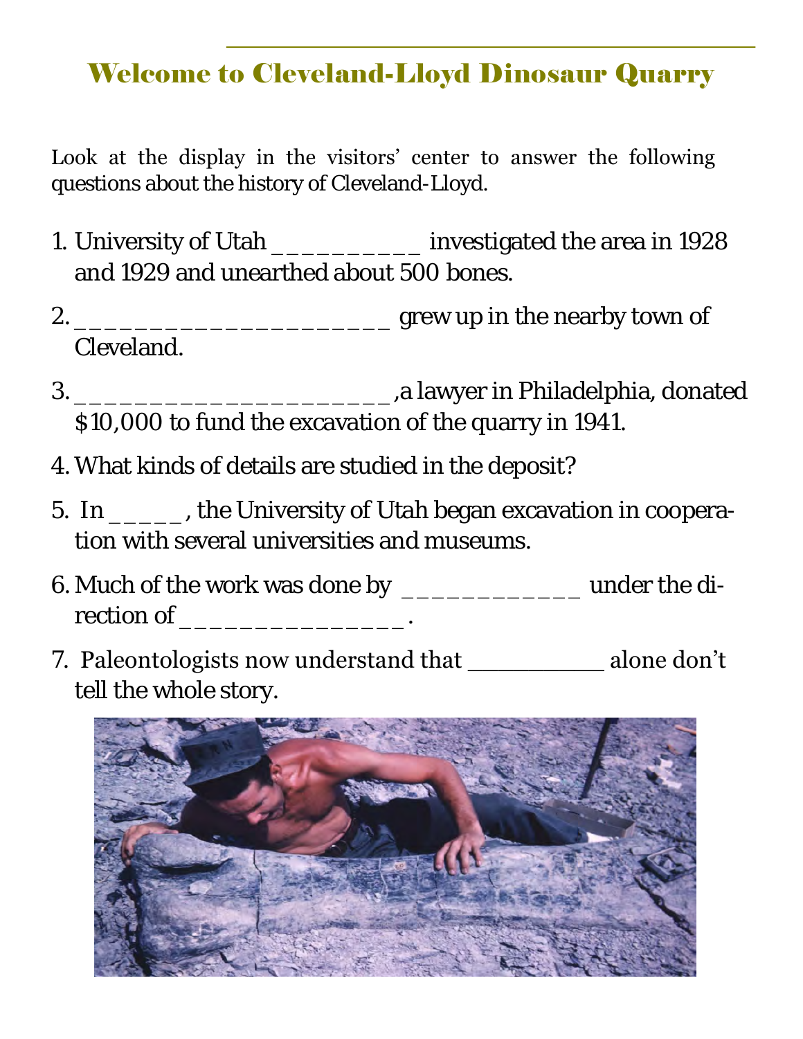# Welcome to Cleveland-Lloyd Dinosaur Quarry

Look at the display in the visitors' center to answer the following questions about the history of Cleveland-Lloyd.

1. University of Utah __________ investigated the area in 1928 and 1929 and unearthed about 500 bones.
2. ______________________ grew up in the nearby town of Cleveland.
3. ______________________,a lawyer in Philadelphia, donated $10,000 to fund the excavation of the quarry in 1941.
4. What kinds of details are studied in the deposit?
5. In _____, the University of Utah began excavation in cooperation with several universities and museums.
6. Much of the work was done by ____________ under the direction of ________________.
7. Paleontologists now understand that ___________ alone don't tell the whole story.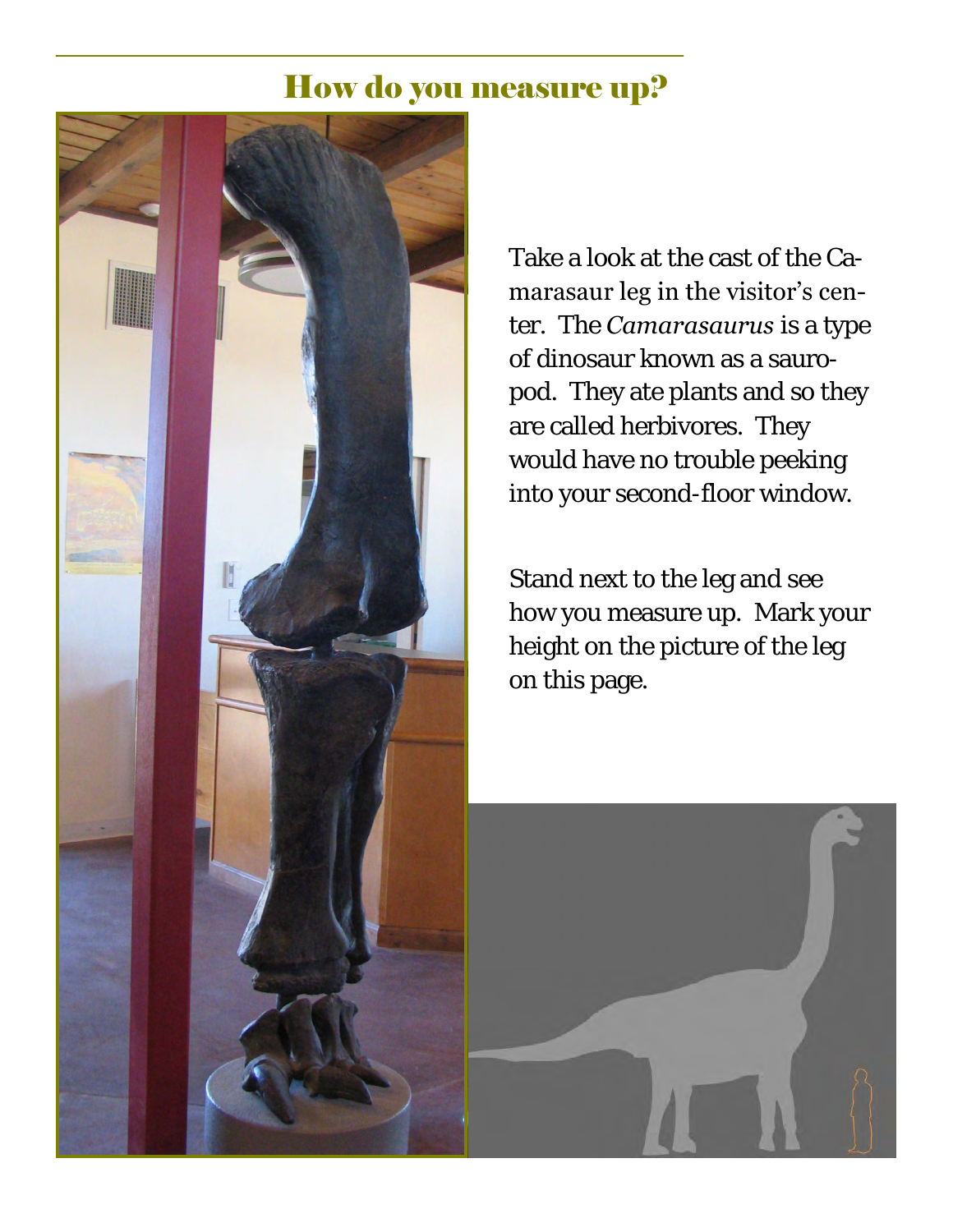## How do you measure up?

Take a look at the cast of the Camarasaur leg in the visitor's center. The *Camarasaurus* is a type of dinosaur known as a sauropod. They ate plants and so they are called herbivores. They would have no trouble peeking into your second-floor window.

Stand next to the leg and see how you measure up. Mark your height on the picture of the leg on this page.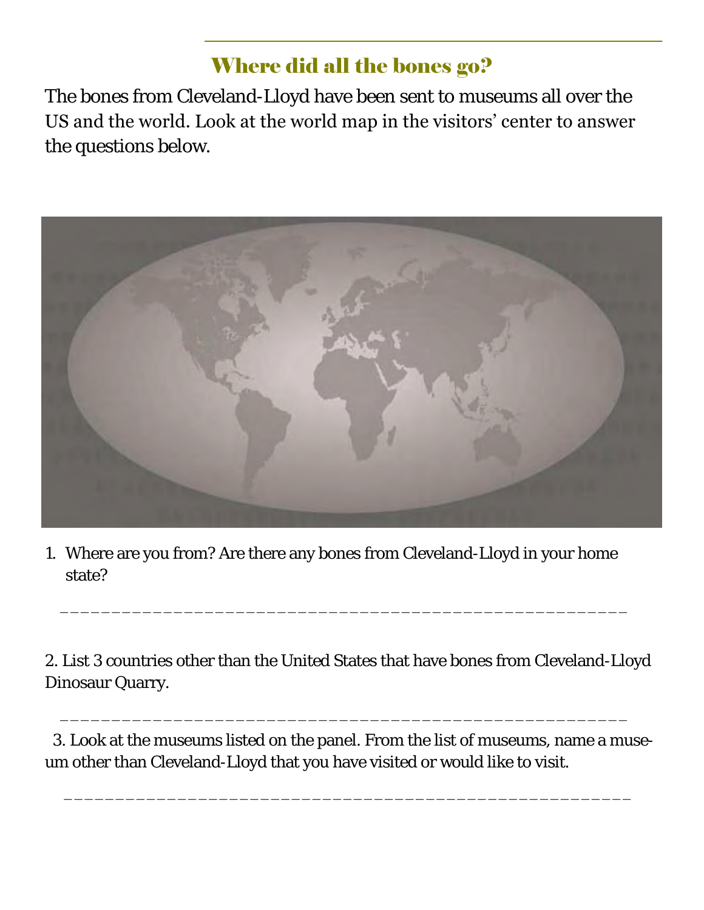## Where did all the bones go?

The bones from Cleveland-Lloyd have been sent to museums all over the US and the world. Look at the world map in the visitors' center to answer the questions below.

1. Where are you from? Are there any bones from Cleveland-Lloyd in your home state?

_______________________________________________________

2. List 3 countries other than the United States that have bones from Cleveland-Lloyd Dinosaur Quarry.

_______________________________________________________

3. Look at the museums listed on the panel. From the list of museums, name a museum other than Cleveland-Lloyd that you have visited or would like to visit.

_______________________________________________________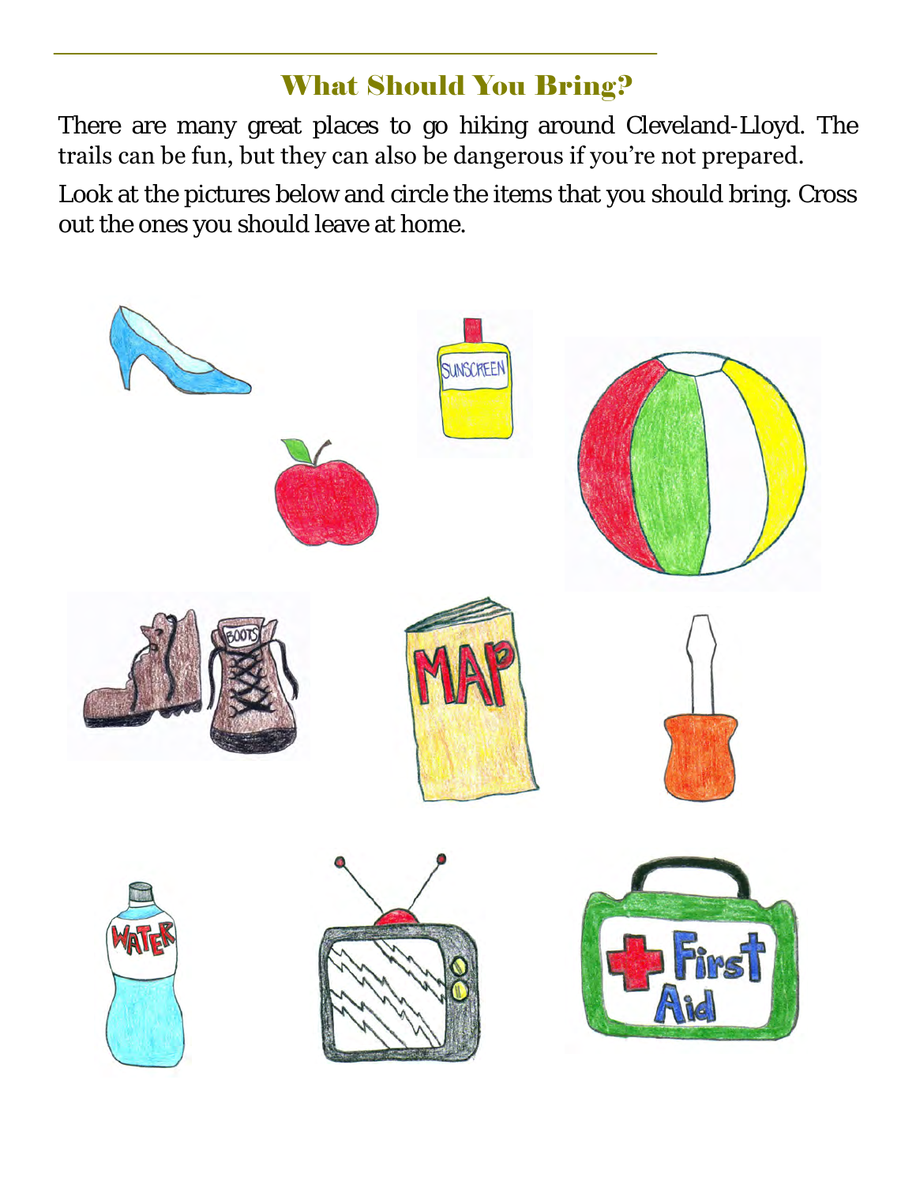## What Should You Bring?

There are many great places to go hiking around Cleveland-Lloyd. The trails can be fun, but they can also be dangerous if you're not prepared.

Look at the pictures below and circle the items that you should bring. Cross out the ones you should leave at home.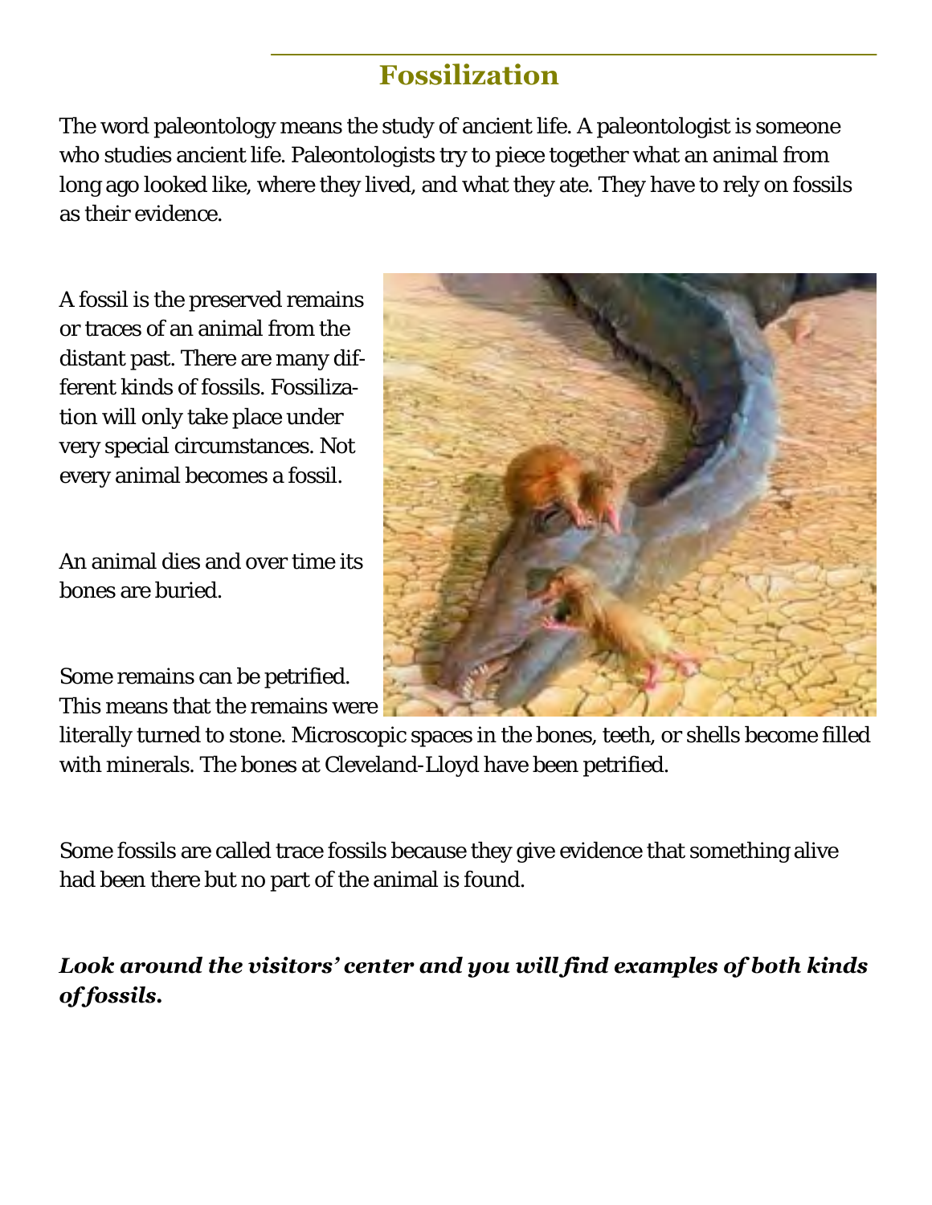## Fossilization

The word paleontology means the study of ancient life. A paleontologist is someone who studies ancient life. Paleontologists try to piece together what an animal from long ago looked like, where they lived, and what they ate. They have to rely on fossils as their evidence.

A fossil is the preserved remains or traces of an animal from the distant past. There are many different kinds of fossils. Fossilization will only take place under very special circumstances. Not every animal becomes a fossil.

An animal dies and over time its bones are buried.

Some remains can be petrified. This means that the remains were literally turned to stone. Microscopic spaces in the bones, teeth, or shells become filled with minerals. The bones at Cleveland-Lloyd have been petrified.

Some fossils are called trace fossils because they give evidence that something alive had been there but no part of the animal is found.

***Look around the visitors' center and you will find examples of both kinds of fossils.***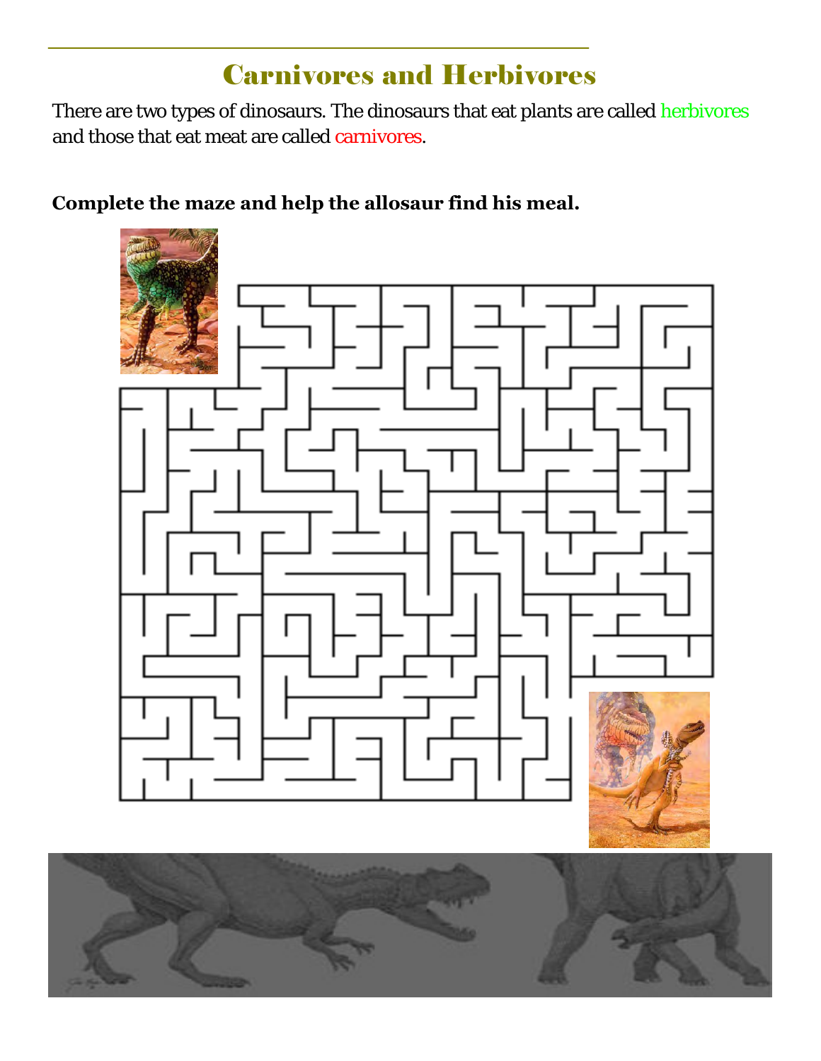# Carnivores and Herbivores

There are two types of dinosaurs. The dinosaurs that eat plants are called herbivores and those that eat meat are called carnivores.

**Complete the maze and help the allosaur find his meal.**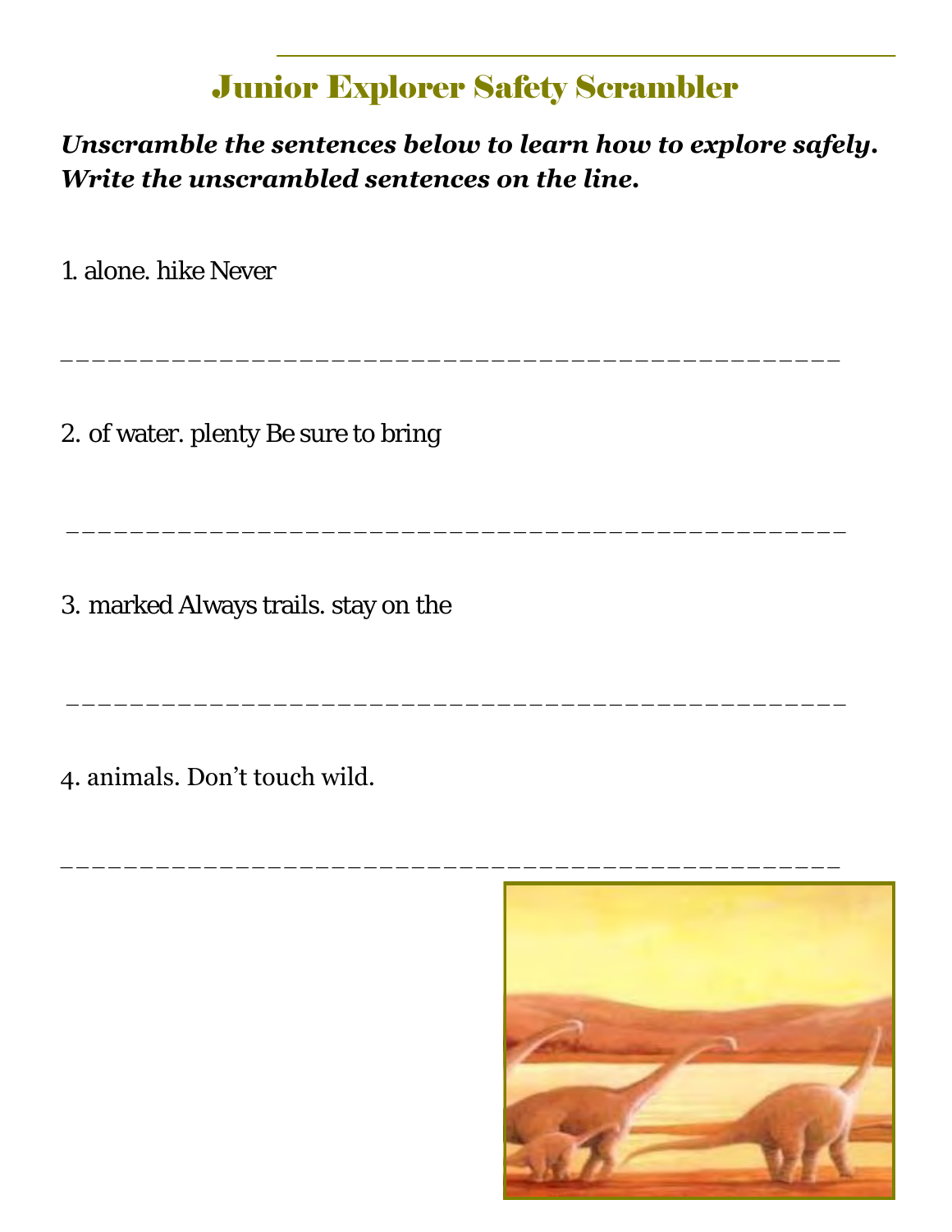# Junior Explorer Safety Scrambler

***Unscrambled the sentences below to learn how to explore safely. Write the unscrambled sentences on the line.***

1. alone. hike Never

_______________________________________________

2. of water. plenty Be sure to bring

_______________________________________________

3. marked Always trails. stay on the

_______________________________________________

4. animals. Don’t touch wild.

_______________________________________________

# Junior Explorer Safety Scrambler

***Unscramble the sentences below to learn how to explore safely. Write the unscrambled sentences on the line.***

1. alone. hike Never

_______________________________________________

2. of water. plenty Be sure to bring

_______________________________________________

3. marked Always trails. stay on the

_______________________________________________

4. animals. Don’t touch wild.

_______________________________________________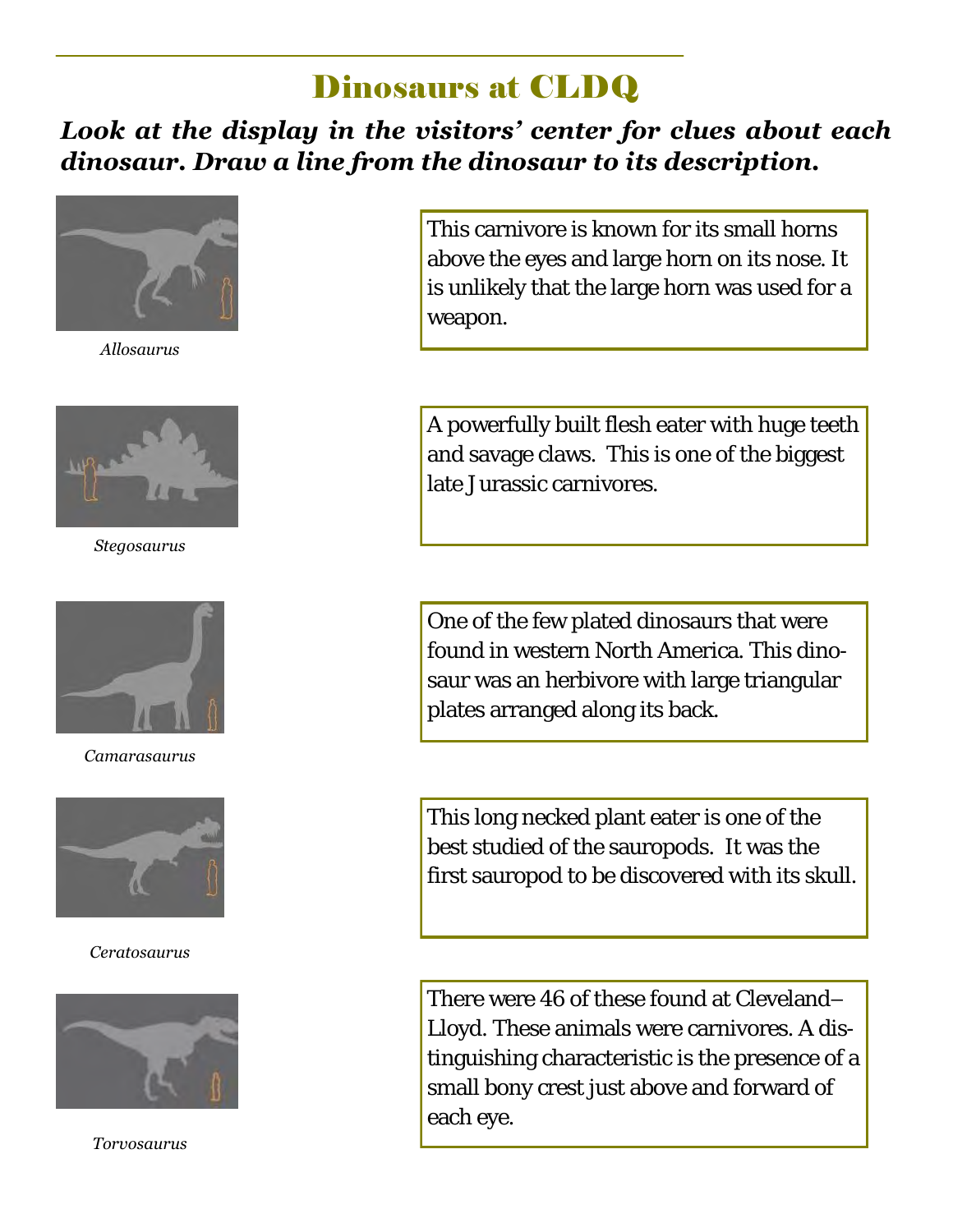# Dinosaurs at CLDQ

***Look at the display in the visitors' center for clues about each dinosaur. Draw a line from the dinosaur to its description.***

*Allosaurus*

*Stegosaurus*

*Camarasaurus*

*Ceratosaurus*

*Torvosaurus*

This carnivore is known for its small horns above the eyes and large horn on its nose. It is unlikely that the large horn was used for a weapon.

A powerfully built flesh eater with huge teeth and savage claws. This is one of the biggest late Jurassic carnivores.

One of the few plated dinosaurs that were found in western North America. This dinosaur was an herbivore with large triangular plates arranged along its back.

This long necked plant eater is one of the best studied of the sauropods. It was the first sauropod to be discovered with its skull.

There were 46 of these found at Cleveland–Lloyd. These animals were carnivores. A distinguishing characteristic is the presence of a small bony crest just above and forward of each eye.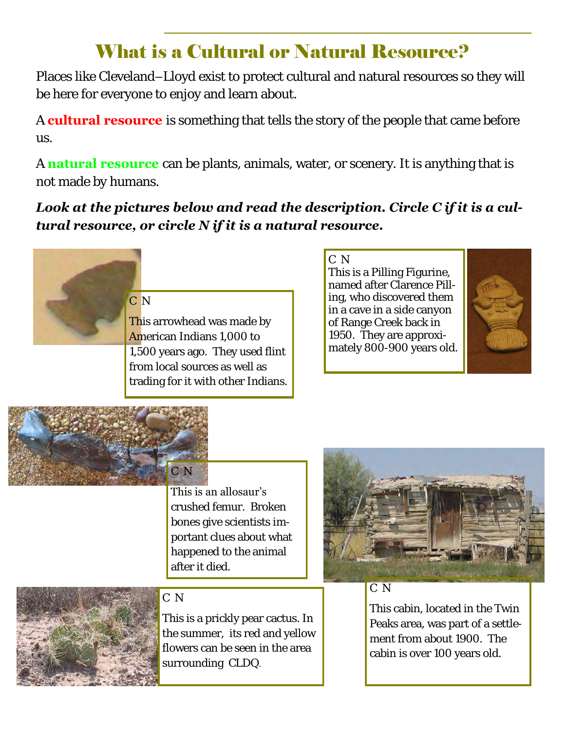# What is a Cultural or Natural Resource?

Places like Cleveland–Lloyd exist to protect cultural and natural resources so they will be here for everyone to enjoy and learn about.

A **cultural resource** is something that tells the story of the people that came before us.

A **natural resource** can be plants, animals, water, or scenery. It is anything that is not made by humans.

***Look at the pictures below and read the description. Circle C if it is a cultural resource, or circle N if it is a natural resource.***

C N

This arrowhead was made by American Indians 1,000 to 1,500 years ago. They used flint from local sources as well as trading for it with other Indians.

C N

This is a Pilling Figurine, named after Clarence Pilling, who discovered them in a cave in a side canyon of Range Creek back in 1950. They are approximately 800-900 years old.

C N

This is an allosaur's crushed femur. Broken bones give scientists important clues about what happened to the animal after it died.

C N

This cabin, located in the Twin Peaks area, was part of a settlement from about 1900. The cabin is over 100 years old.

C N

This is a prickly pear cactus. In the summer, its red and yellow flowers can be seen in the area surrounding CLDQ.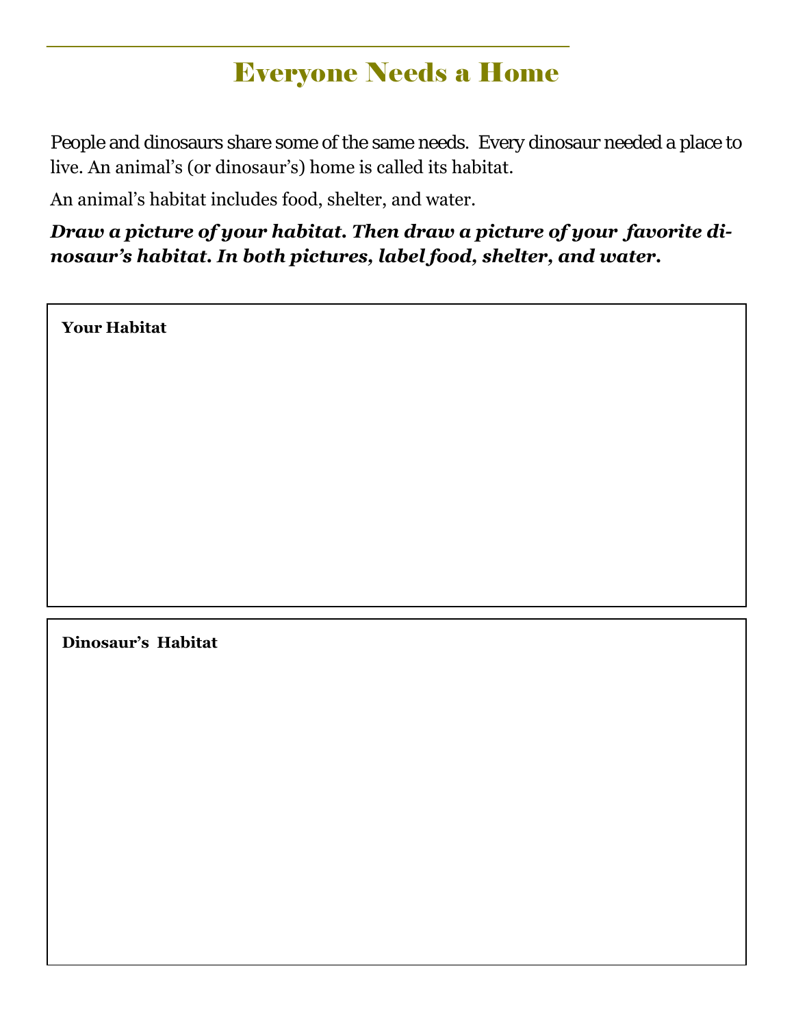# Everyone Needs a Home

People and dinosaurs share some of the same needs. Every dinosaur needed a place to live. An animal's (or dinosaur's) home is called its habitat.

An animal's habitat includes food, shelter, and water.

***Draw a picture of your habitat. Then draw a picture of your favorite dinosaur's habitat. In both pictures, label food, shelter, and water.***

**Your Habitat**

**Dinosaur's Habitat**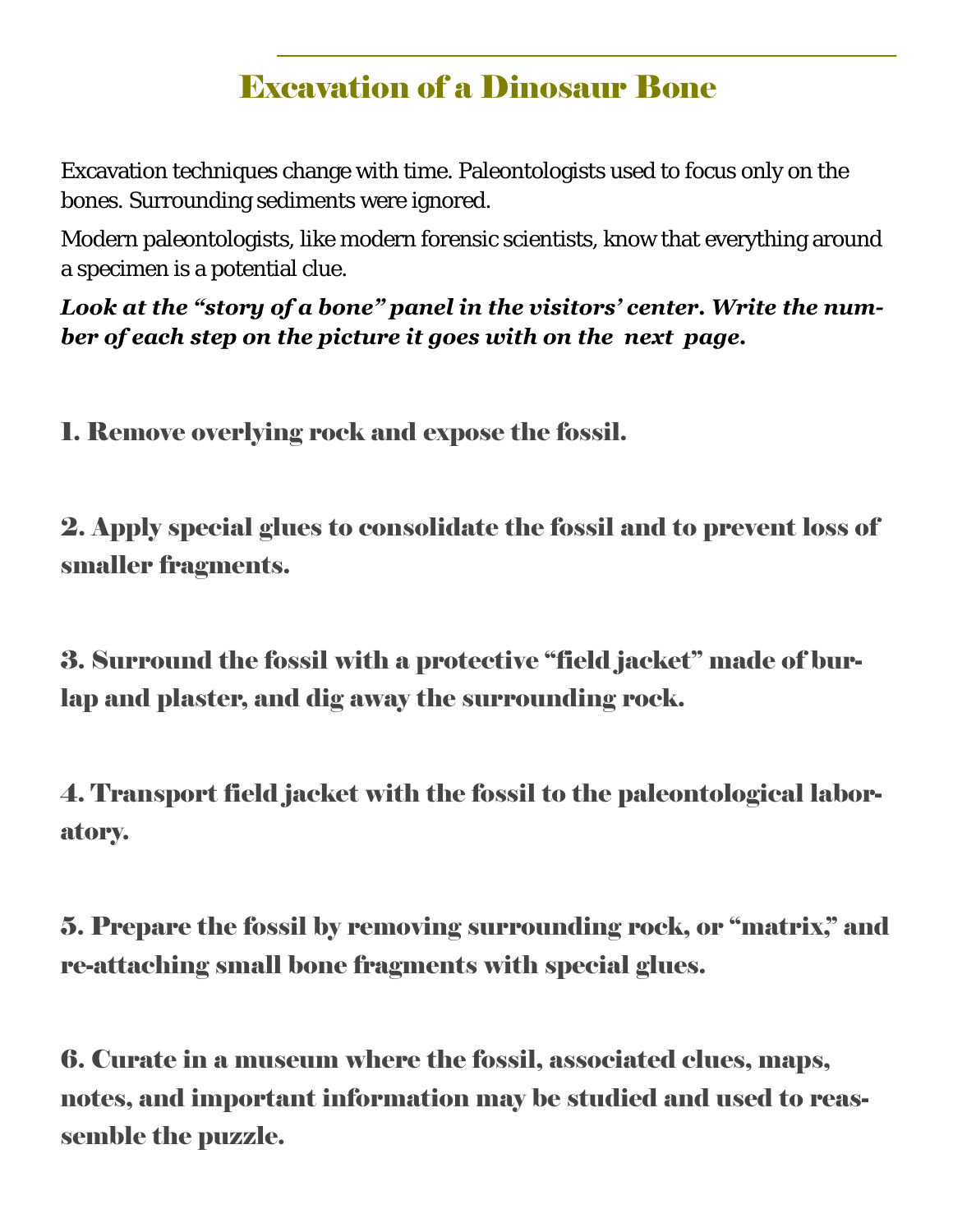# Excavation of a Dinosaur Bone

Excavation techniques change with time. Paleontologists used to focus only on the bones. Surrounding sediments were ignored.

Modern paleontologists, like modern forensic scientists, know that everything around a specimen is a potential clue.

***Look at the "story of a bone" panel in the visitors' center. Write the number of each step on the picture it goes with on the next page.***

**1. Remove overlying rock and expose the fossil.**

**2. Apply special glues to consolidate the fossil and to prevent loss of smaller fragments.**

**3. Surround the fossil with a protective "field jacket" made of burlap and plaster, and dig away the surrounding rock.**

**4. Transport field jacket with the fossil to the paleontological laboratory.**

**5. Prepare the fossil by removing surrounding rock, or "matrix," and re-attaching small bone fragments with special glues.**

**6. Curate in a museum where the fossil, associated clues, maps, notes, and important information may be studied and used to reassemble the puzzle.**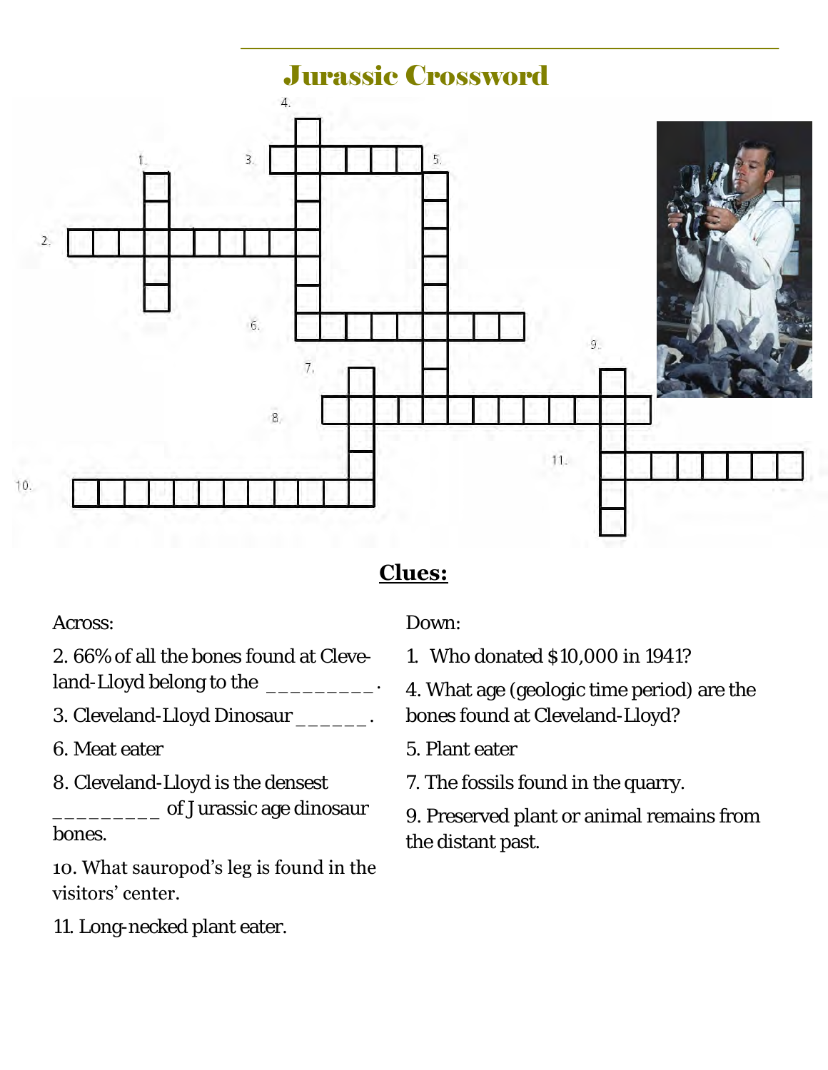# Jurassic Crossword

## Clues:

Across:

2. 66% of all the bones found at Cleveland-Lloyd belong to the _________.

3. Cleveland-Lloyd Dinosaur ______.

6. Meat eater

8. Cleveland-Lloyd is the densest _________ of Jurassic age dinosaur bones.

10. What sauropod's leg is found in the visitors' center.

11. Long-necked plant eater.

Down:

1. Who donated $10,000 in 1941?

4. What age (geologic time period) are the bones found at Cleveland-Lloyd?

5. Plant eater

7. The fossils found in the quarry.

9. Preserved plant or animal remains from the distant past.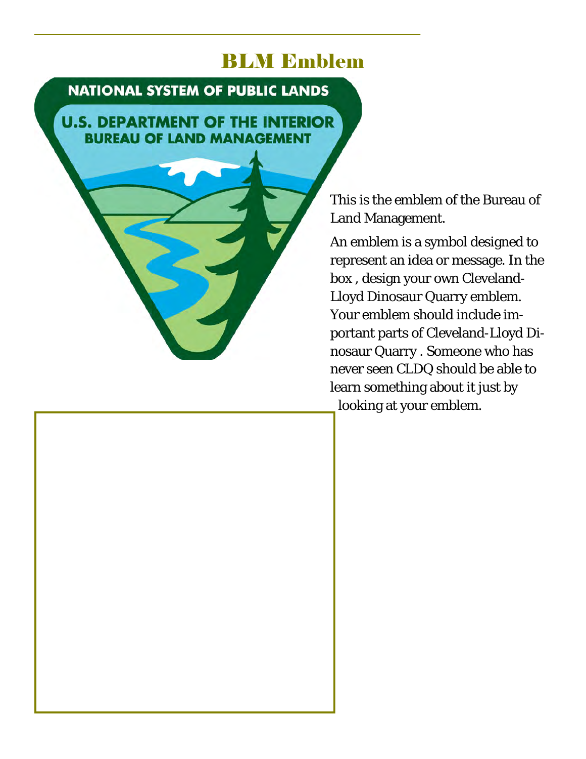# BLM Emblem

NATIONAL SYSTEM OF PUBLIC LANDS

U.S. DEPARTMENT OF THE INTERIOR
BUREAU OF LAND MANAGEMENT

This is the emblem of the Bureau of Land Management.

An emblem is a symbol designed to represent an idea or message. In the box , design your own Cleveland-Lloyd Dinosaur Quarry emblem. Your emblem should include important parts of Cleveland-Lloyd Dinosaur Quarry . Someone who has never seen CLDQ should be able to learn something about it just by looking at your emblem.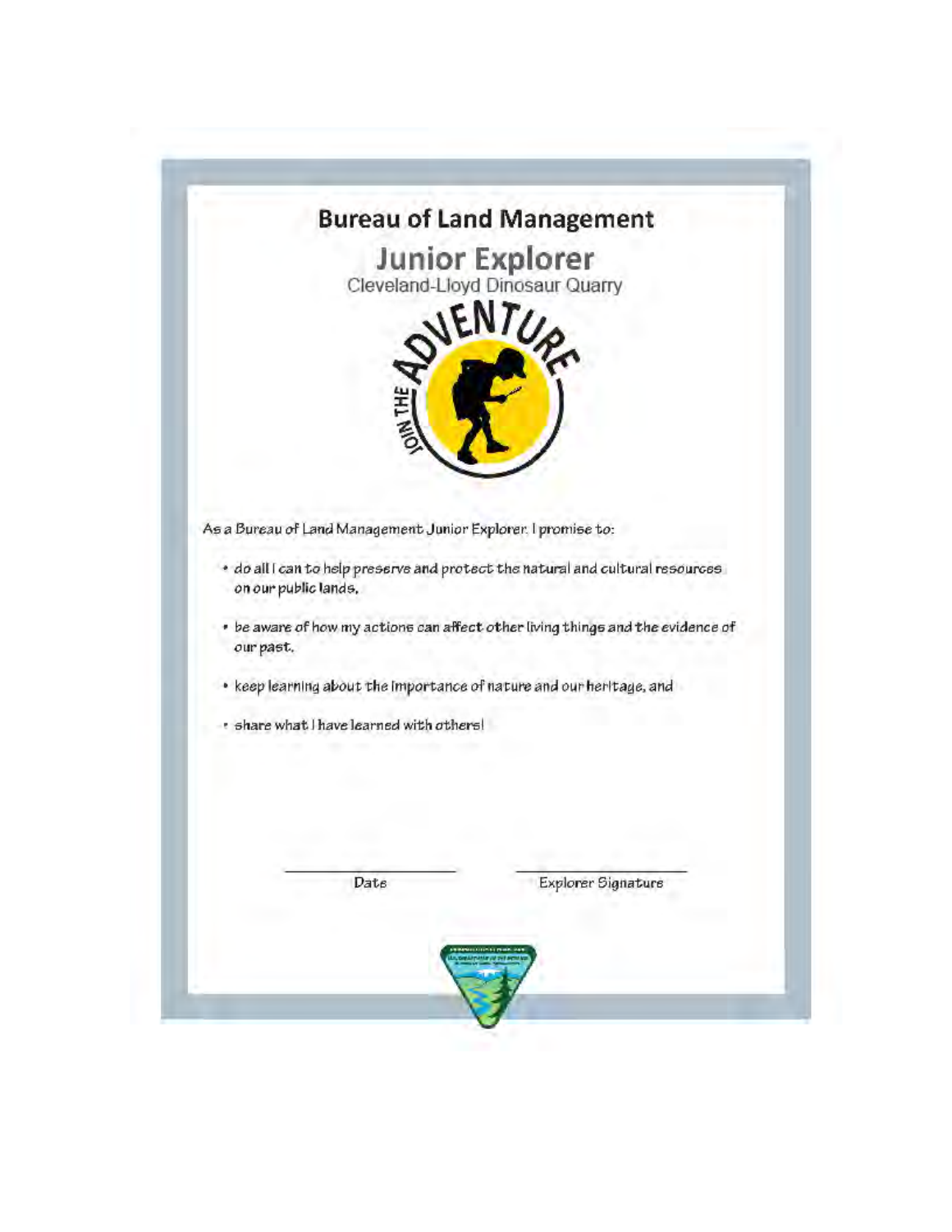# Bureau of Land Management

## Junior Explorer

Cleveland-Lloyd Dinosaur Quarry

JOIN THE ADVENTURE

As a Bureau of Land Management Junior Explorer, I promise to:

- do all I can to help preserve and protect the natural and cultural resources on our public lands,
- be aware of how my actions can affect other living things and the evidence of our past,
- keep learning about the importance of nature and our heritage, and
- share what I have learned with others!

\_\_\_\_\_\_\_\_\_\_\_\_\_\_\_\_\_\_\_\_ Date

\_\_\_\_\_\_\_\_\_\_\_\_\_\_\_\_\_\_\_\_ Explorer Signature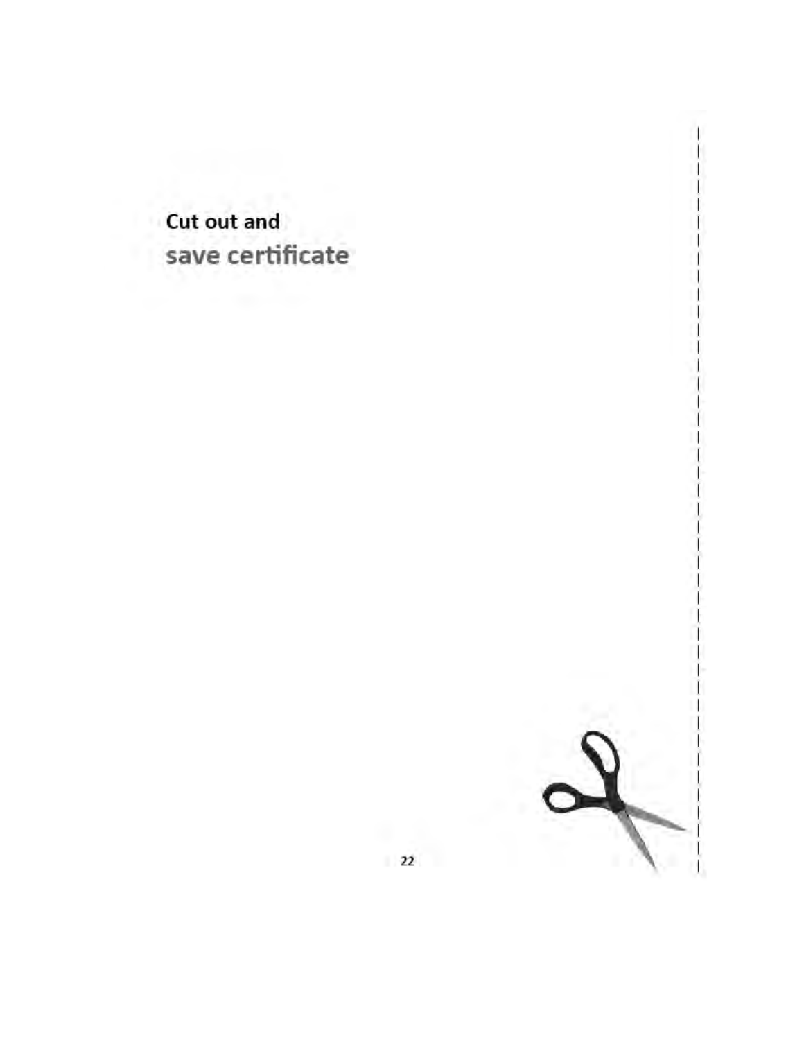**Cut out and**
**save certificate**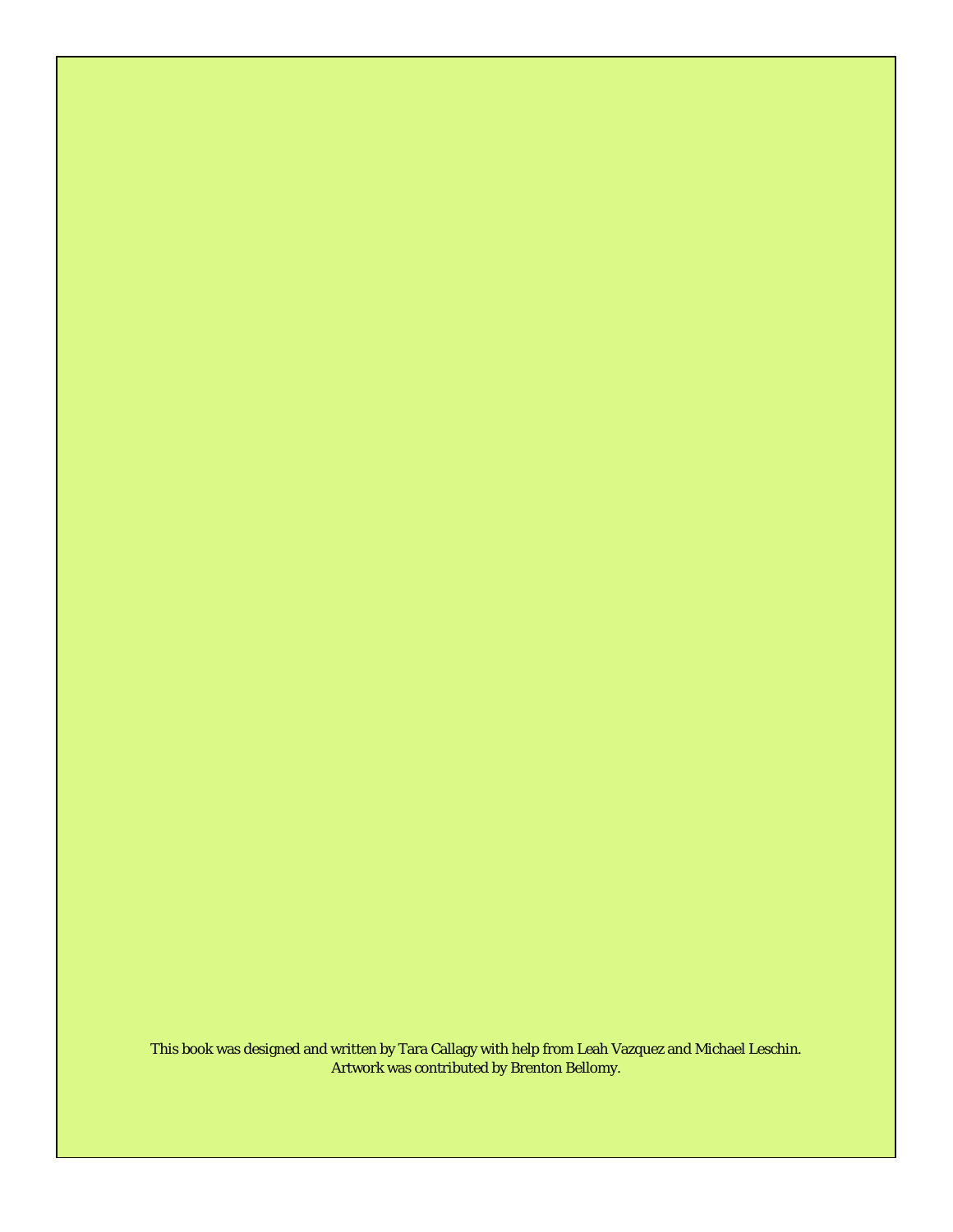This book was designed and written by Tara Callagy with help from Leah Vazquez and Michael Leschin.
Artwork was contributed by Brenton Bellomy.